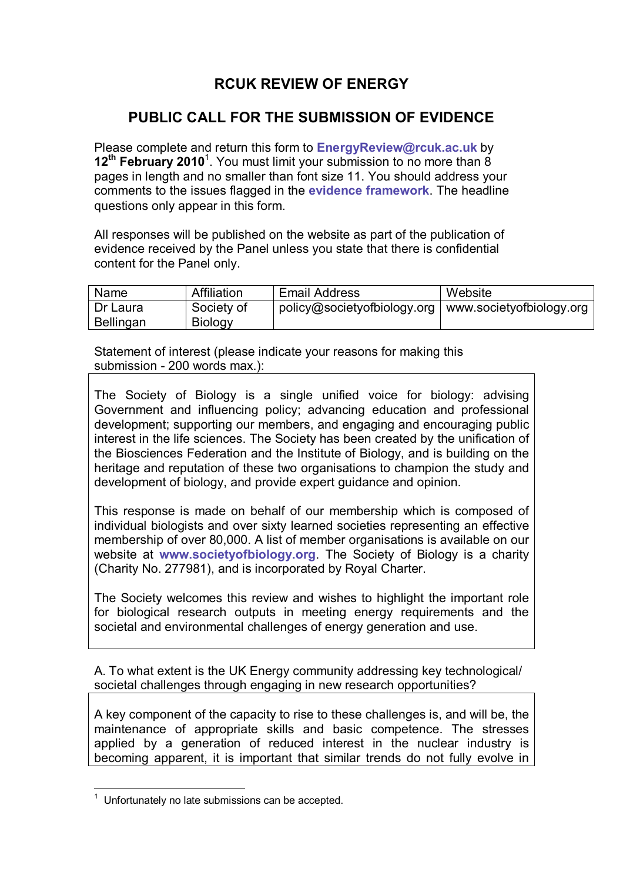# RCUK REVIEW OF ENERGY

## PUBLIC CALL FOR THE SUBMISSION OF EVIDENCE

Please complete and return this form to **EnergyReview@rcuk.ac.uk** by **12th February 2010**[1]. You must limit your submission to no more than 8 pages in length and no smaller than font size 11. You should address your comments to the issues flagged in the **evidence framework**. The headline questions only appear in this form.

All responses will be published on the website as part of the publication of evidence received by the Panel unless you state that there is confidential content for the Panel only.

| Name | Affiliation | Email Address | Website |
|---|---|---|---|
| Dr Laura Bellingan | Society of Biology | policy@societyofbiology.org | www.societyofbiology.org |

Statement of interest (please indicate your reasons for making this submission - 200 words max.):

The Society of Biology is a single unified voice for biology: advising Government and influencing policy; advancing education and professional development; supporting our members, and engaging and encouraging public interest in the life sciences. The Society has been created by the unification of the Biosciences Federation and the Institute of Biology, and is building on the heritage and reputation of these two organisations to champion the study and development of biology, and provide expert guidance and opinion.

This response is made on behalf of our membership which is composed of individual biologists and over sixty learned societies representing an effective membership of over 80,000. A list of member organisations is available on our website at **www.societyofbiology.org**. The Society of Biology is a charity (Charity No. 277981), and is incorporated by Royal Charter.

The Society welcomes this review and wishes to highlight the important role for biological research outputs in meeting energy requirements and the societal and environmental challenges of energy generation and use.

A. To what extent is the UK Energy community addressing key technological/ societal challenges through engaging in new research opportunities?

A key component of the capacity to rise to these challenges is, and will be, the maintenance of appropriate skills and basic competence. The stresses applied by a generation of reduced interest in the nuclear industry is becoming apparent, it is important that similar trends do not fully evolve in

[1] Unfortunately no late submissions can be accepted.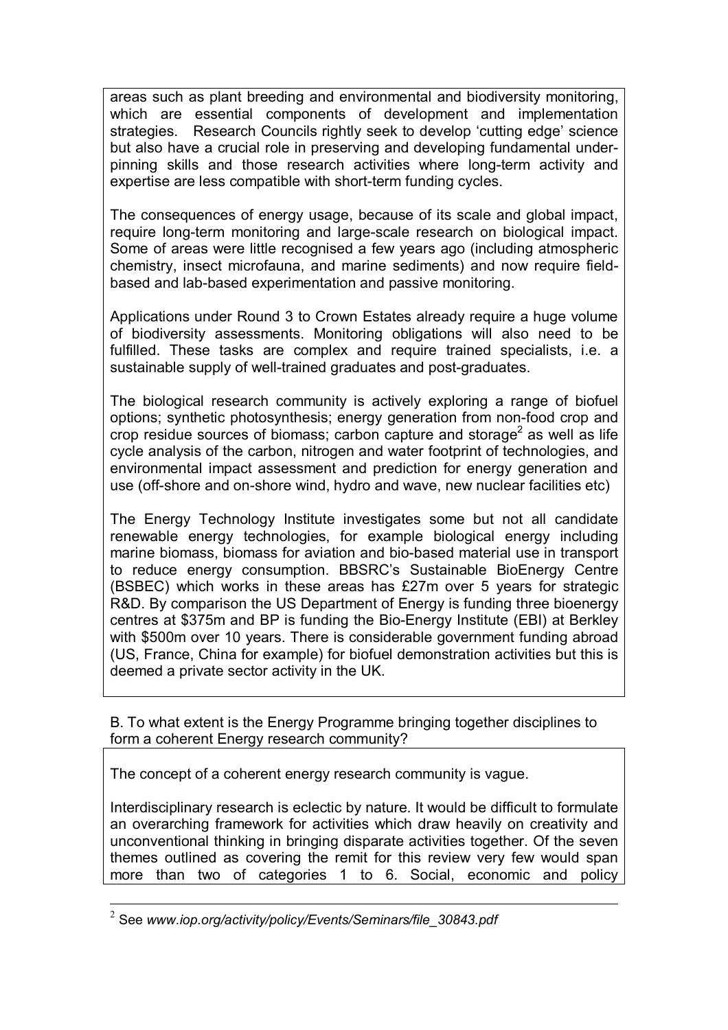areas such as plant breeding and environmental and biodiversity monitoring, which are essential components of development and implementation strategies. Research Councils rightly seek to develop 'cutting edge' science but also have a crucial role in preserving and developing fundamental under-pinning skills and those research activities where long-term activity and expertise are less compatible with short-term funding cycles.

The consequences of energy usage, because of its scale and global impact, require long-term monitoring and large-scale research on biological impact. Some of areas were little recognised a few years ago (including atmospheric chemistry, insect microfauna, and marine sediments) and now require field-based and lab-based experimentation and passive monitoring.

Applications under Round 3 to Crown Estates already require a huge volume of biodiversity assessments. Monitoring obligations will also need to be fulfilled. These tasks are complex and require trained specialists, i.e. a sustainable supply of well-trained graduates and post-graduates.

The biological research community is actively exploring a range of biofuel options; synthetic photosynthesis; energy generation from non-food crop and crop residue sources of biomass; carbon capture and storage[2] as well as life cycle analysis of the carbon, nitrogen and water footprint of technologies, and environmental impact assessment and prediction for energy generation and use (off-shore and on-shore wind, hydro and wave, new nuclear facilities etc)

The Energy Technology Institute investigates some but not all candidate renewable energy technologies, for example biological energy including marine biomass, biomass for aviation and bio-based material use in transport to reduce energy consumption. BBSRC's Sustainable BioEnergy Centre (BSBEC) which works in these areas has £27m over 5 years for strategic R&D. By comparison the US Department of Energy is funding three bioenergy centres at $375m and BP is funding the Bio-Energy Institute (EBI) at Berkley with $500m over 10 years. There is considerable government funding abroad (US, France, China for example) for biofuel demonstration activities but this is deemed a private sector activity in the UK.

B. To what extent is the Energy Programme bringing together disciplines to form a coherent Energy research community?

The concept of a coherent energy research community is vague.

Interdisciplinary research is eclectic by nature. It would be difficult to formulate an overarching framework for activities which draw heavily on creativity and unconventional thinking in bringing disparate activities together. Of the seven themes outlined as covering the remit for this review very few would span more than two of categories 1 to 6. Social, economic and policy

[2] See *www.iop.org/activity/policy/Events/Seminars/file_30843.pdf*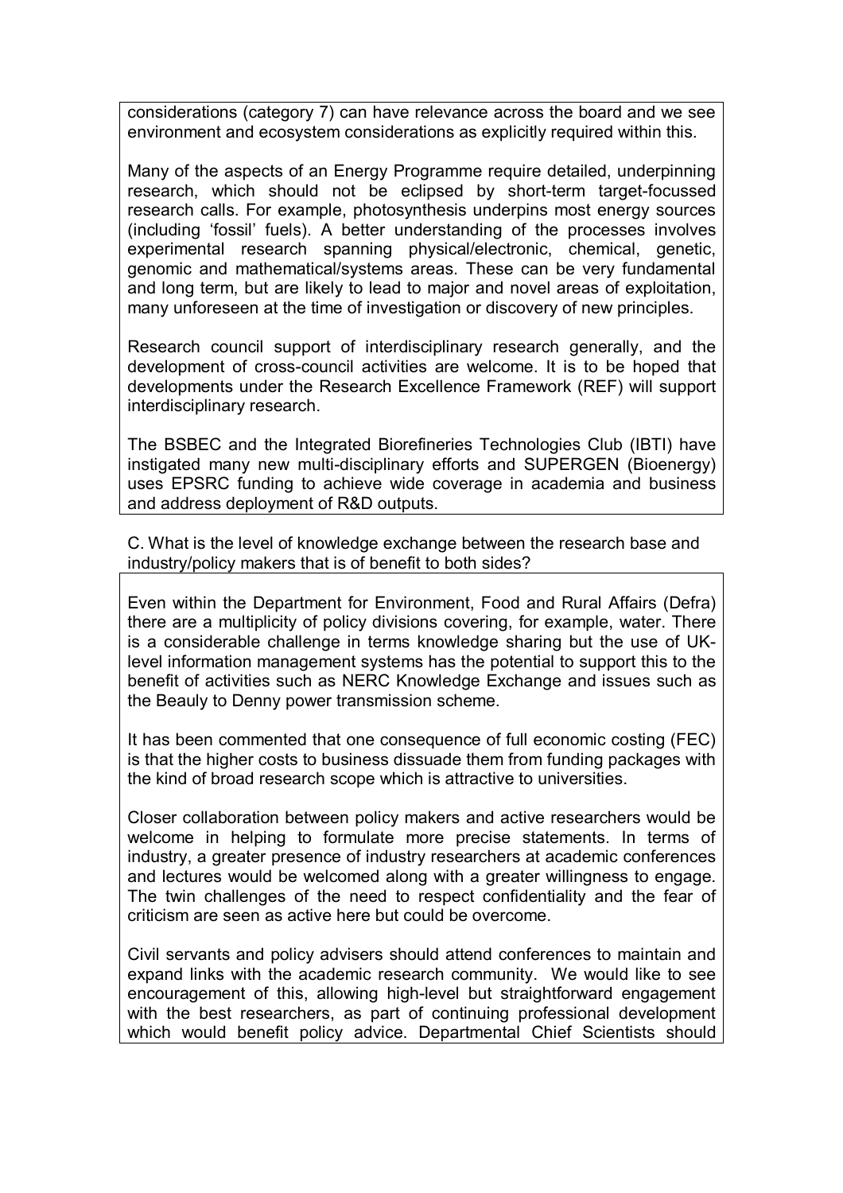considerations (category 7) can have relevance across the board and we see environment and ecosystem considerations as explicitly required within this.

Many of the aspects of an Energy Programme require detailed, underpinning research, which should not be eclipsed by short-term target-focussed research calls. For example, photosynthesis underpins most energy sources (including 'fossil' fuels). A better understanding of the processes involves experimental research spanning physical/electronic, chemical, genetic, genomic and mathematical/systems areas. These can be very fundamental and long term, but are likely to lead to major and novel areas of exploitation, many unforeseen at the time of investigation or discovery of new principles.

Research council support of interdisciplinary research generally, and the development of cross-council activities are welcome. It is to be hoped that developments under the Research Excellence Framework (REF) will support interdisciplinary research.

The BSBEC and the Integrated Biorefineries Technologies Club (IBTI) have instigated many new multi-disciplinary efforts and SUPERGEN (Bioenergy) uses EPSRC funding to achieve wide coverage in academia and business and address deployment of R&D outputs.

C. What is the level of knowledge exchange between the research base and industry/policy makers that is of benefit to both sides?

Even within the Department for Environment, Food and Rural Affairs (Defra) there are a multiplicity of policy divisions covering, for example, water. There is a considerable challenge in terms knowledge sharing but the use of UK-level information management systems has the potential to support this to the benefit of activities such as NERC Knowledge Exchange and issues such as the Beauly to Denny power transmission scheme.

It has been commented that one consequence of full economic costing (FEC) is that the higher costs to business dissuade them from funding packages with the kind of broad research scope which is attractive to universities.

Closer collaboration between policy makers and active researchers would be welcome in helping to formulate more precise statements. In terms of industry, a greater presence of industry researchers at academic conferences and lectures would be welcomed along with a greater willingness to engage. The twin challenges of the need to respect confidentiality and the fear of criticism are seen as active here but could be overcome.

Civil servants and policy advisers should attend conferences to maintain and expand links with the academic research community. We would like to see encouragement of this, allowing high-level but straightforward engagement with the best researchers, as part of continuing professional development which would benefit policy advice. Departmental Chief Scientists should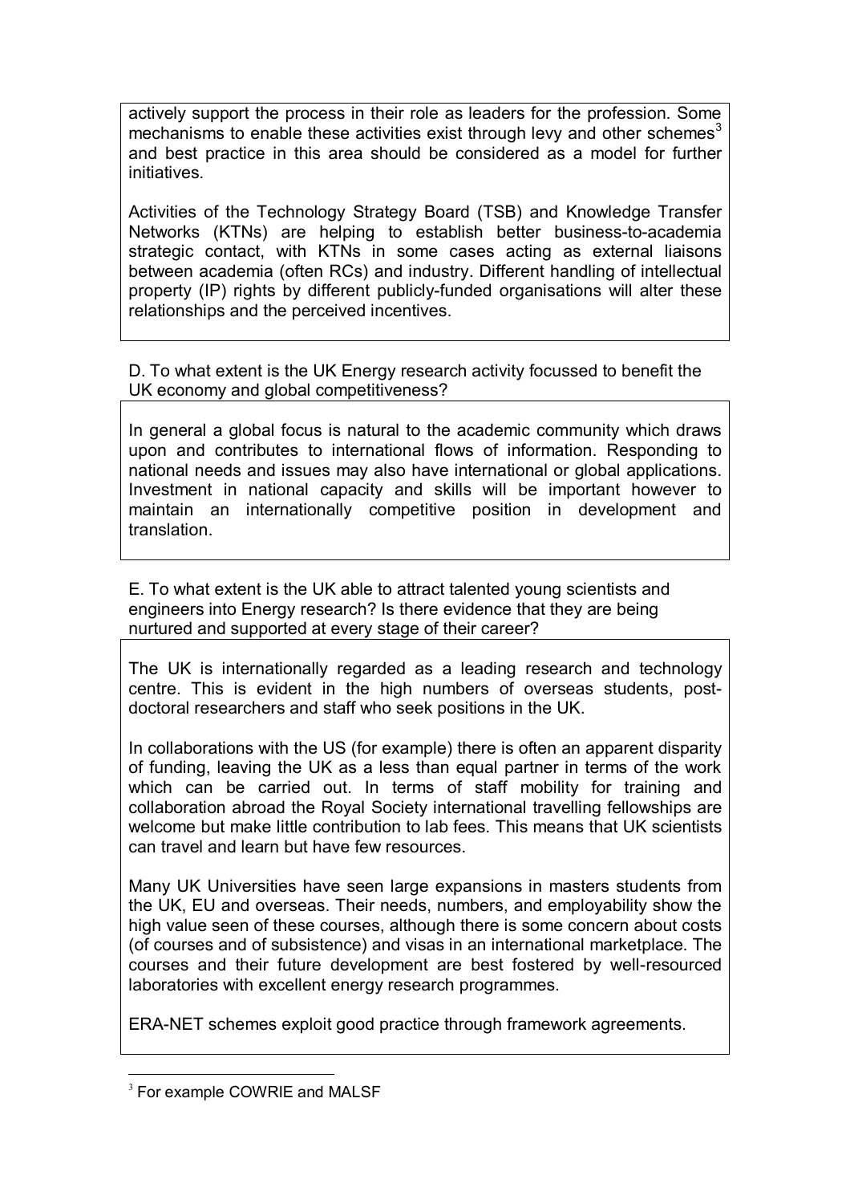actively support the process in their role as leaders for the profession. Some mechanisms to enable these activities exist through levy and other schemes[3] and best practice in this area should be considered as a model for further initiatives.

Activities of the Technology Strategy Board (TSB) and Knowledge Transfer Networks (KTNs) are helping to establish better business-to-academia strategic contact, with KTNs in some cases acting as external liaisons between academia (often RCs) and industry. Different handling of intellectual property (IP) rights by different publicly-funded organisations will alter these relationships and the perceived incentives.

D. To what extent is the UK Energy research activity focussed to benefit the UK economy and global competitiveness?

In general a global focus is natural to the academic community which draws upon and contributes to international flows of information. Responding to national needs and issues may also have international or global applications. Investment in national capacity and skills will be important however to maintain an internationally competitive position in development and translation.

E. To what extent is the UK able to attract talented young scientists and engineers into Energy research? Is there evidence that they are being nurtured and supported at every stage of their career?

The UK is internationally regarded as a leading research and technology centre. This is evident in the high numbers of overseas students, post-doctoral researchers and staff who seek positions in the UK.

In collaborations with the US (for example) there is often an apparent disparity of funding, leaving the UK as a less than equal partner in terms of the work which can be carried out. In terms of staff mobility for training and collaboration abroad the Royal Society international travelling fellowships are welcome but make little contribution to lab fees. This means that UK scientists can travel and learn but have few resources.

Many UK Universities have seen large expansions in masters students from the UK, EU and overseas. Their needs, numbers, and employability show the high value seen of these courses, although there is some concern about costs (of courses and of subsistence) and visas in an international marketplace. The courses and their future development are best fostered by well-resourced laboratories with excellent energy research programmes.

ERA-NET schemes exploit good practice through framework agreements.

[3] For example COWRIE and MALSF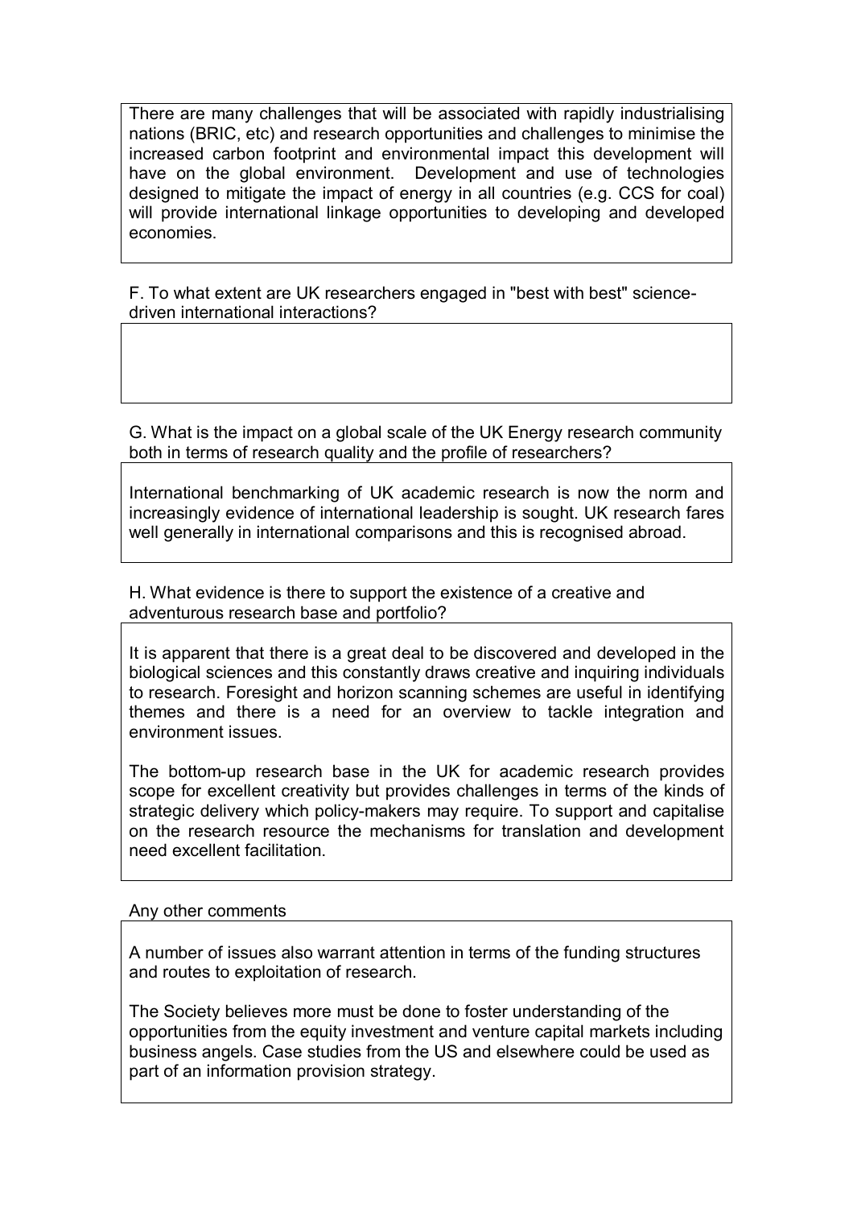There are many challenges that will be associated with rapidly industrialising nations (BRIC, etc) and research opportunities and challenges to minimise the increased carbon footprint and environmental impact this development will have on the global environment. Development and use of technologies designed to mitigate the impact of energy in all countries (e.g. CCS for coal) will provide international linkage opportunities to developing and developed economies.

F. To what extent are UK researchers engaged in "best with best" science-driven international interactions?

G. What is the impact on a global scale of the UK Energy research community both in terms of research quality and the profile of researchers?

International benchmarking of UK academic research is now the norm and increasingly evidence of international leadership is sought. UK research fares well generally in international comparisons and this is recognised abroad.

H. What evidence is there to support the existence of a creative and adventurous research base and portfolio?

It is apparent that there is a great deal to be discovered and developed in the biological sciences and this constantly draws creative and inquiring individuals to research. Foresight and horizon scanning schemes are useful in identifying themes and there is a need for an overview to tackle integration and environment issues.

The bottom-up research base in the UK for academic research provides scope for excellent creativity but provides challenges in terms of the kinds of strategic delivery which policy-makers may require. To support and capitalise on the research resource the mechanisms for translation and development need excellent facilitation.

Any other comments

A number of issues also warrant attention in terms of the funding structures and routes to exploitation of research.

The Society believes more must be done to foster understanding of the opportunities from the equity investment and venture capital markets including business angels. Case studies from the US and elsewhere could be used as part of an information provision strategy.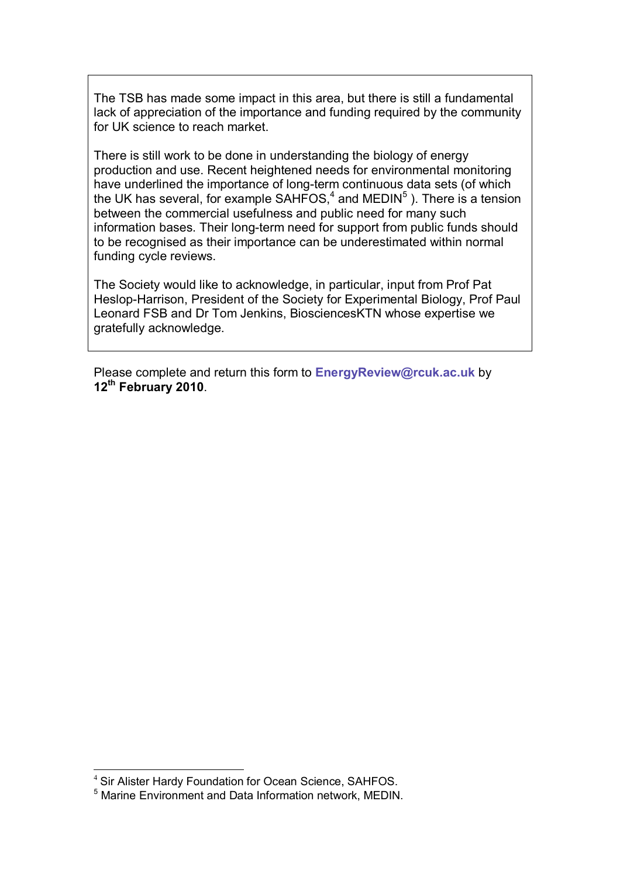The TSB has made some impact in this area, but there is still a fundamental lack of appreciation of the importance and funding required by the community for UK science to reach market.

There is still work to be done in understanding the biology of energy production and use. Recent heightened needs for environmental monitoring have underlined the importance of long-term continuous data sets (of which the UK has several, for example SAHFOS,[4] and MEDIN[5] ). There is a tension between the commercial usefulness and public need for many such information bases. Their long-term need for support from public funds should to be recognised as their importance can be underestimated within normal funding cycle reviews.

The Society would like to acknowledge, in particular, input from Prof Pat Heslop-Harrison, President of the Society for Experimental Biology, Prof Paul Leonard FSB and Dr Tom Jenkins, BiosciencesKTN whose expertise we gratefully acknowledge.

Please complete and return this form to **EnergyReview@rcuk.ac.uk** by **12th February 2010**.

[4] Sir Alister Hardy Foundation for Ocean Science, SAHFOS.

[5] Marine Environment and Data Information network, MEDIN.